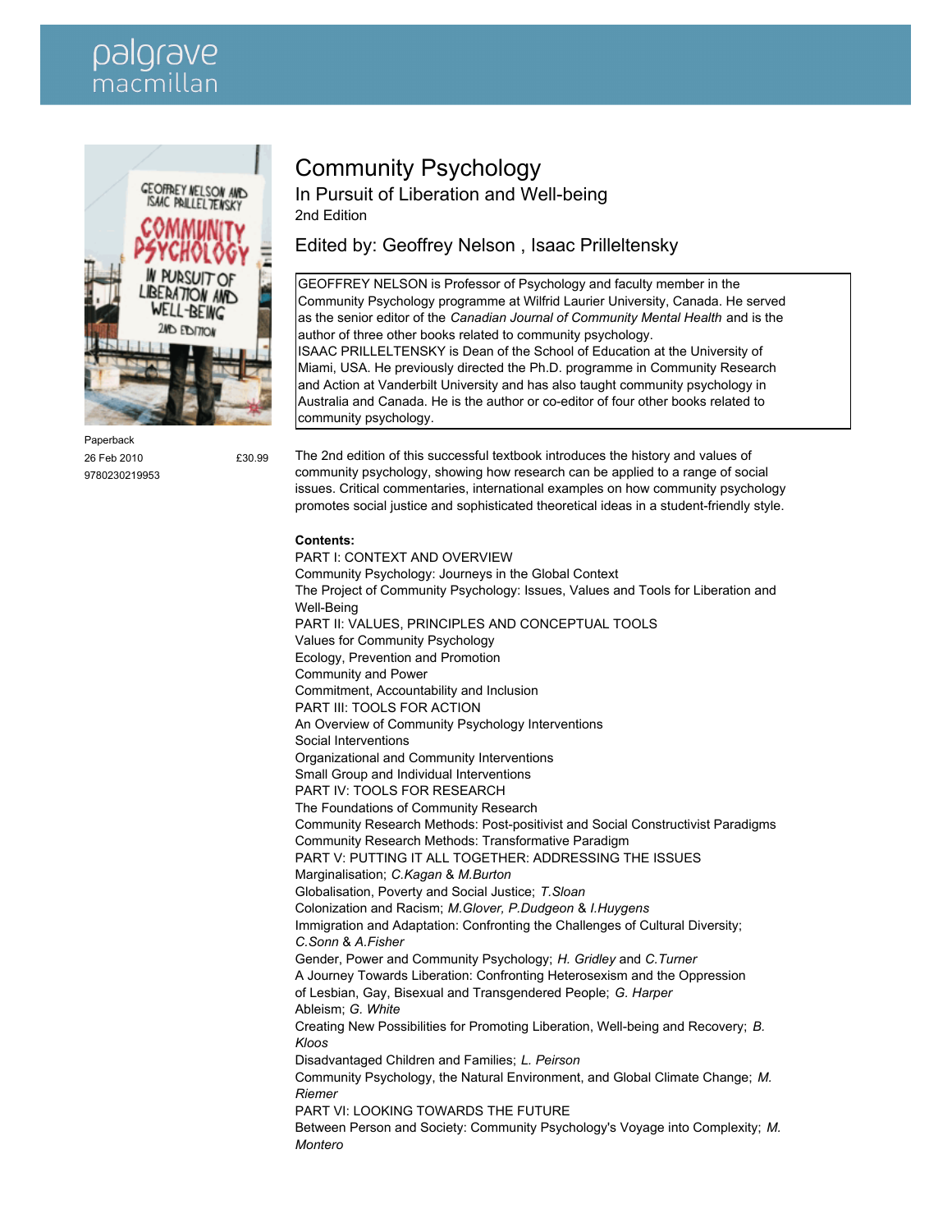palgrave macmillan

# Community Psychology

## In Pursuit of Liberation and Well-being

2nd Edition

### Edited by: Geoffrey Nelson , Isaac Prilleltensky

GEOFFREY NELSON is Professor of Psychology and faculty member in the Community Psychology programme at Wilfrid Laurier University, Canada. He served as the senior editor of the *Canadian Journal of Community Mental Health* and is the author of three other books related to community psychology.
ISAAC PRILLELTENSKY is Dean of the School of Education at the University of Miami, USA. He previously directed the Ph.D. programme in Community Research and Action at Vanderbilt University and has also taught community psychology in Australia and Canada. He is the author or co-editor of four other books related to community psychology.

Paperback
26 Feb 2010 £30.99
9780230219953

The 2nd edition of this successful textbook introduces the history and values of community psychology, showing how research can be applied to a range of social issues. Critical commentaries, international examples on how community psychology promotes social justice and sophisticated theoretical ideas in a student-friendly style.

**Contents:**

PART I: CONTEXT AND OVERVIEW
Community Psychology: Journeys in the Global Context
The Project of Community Psychology: Issues, Values and Tools for Liberation and Well-Being
PART II: VALUES, PRINCIPLES AND CONCEPTUAL TOOLS
Values for Community Psychology
Ecology, Prevention and Promotion
Community and Power
Commitment, Accountability and Inclusion
PART III: TOOLS FOR ACTION
An Overview of Community Psychology Interventions
Social Interventions
Organizational and Community Interventions
Small Group and Individual Interventions
PART IV: TOOLS FOR RESEARCH
The Foundations of Community Research
Community Research Methods: Post-positivist and Social Constructivist Paradigms
Community Research Methods: Transformative Paradigm
PART V: PUTTING IT ALL TOGETHER: ADDRESSING THE ISSUES
Marginalisation; *C.Kagan* & *M.Burton*
Globalisation, Poverty and Social Justice; *T.Sloan*
Colonization and Racism; *M.Glover, P.Dudgeon* & *I.Huygens*
Immigration and Adaptation: Confronting the Challenges of Cultural Diversity; *C.Sonn* & *A.Fisher*
Gender, Power and Community Psychology; *H. Gridley* and *C.Turner*
A Journey Towards Liberation: Confronting Heterosexism and the Oppression of Lesbian, Gay, Bisexual and Transgendered People; *G. Harper*
Ableism; *G. White*
Creating New Possibilities for Promoting Liberation, Well-being and Recovery; *B. Kloos*
Disadvantaged Children and Families; *L. Peirson*
Community Psychology, the Natural Environment, and Global Climate Change; *M. Riemer*
PART VI: LOOKING TOWARDS THE FUTURE
Between Person and Society: Community Psychology's Voyage into Complexity; *M. Montero*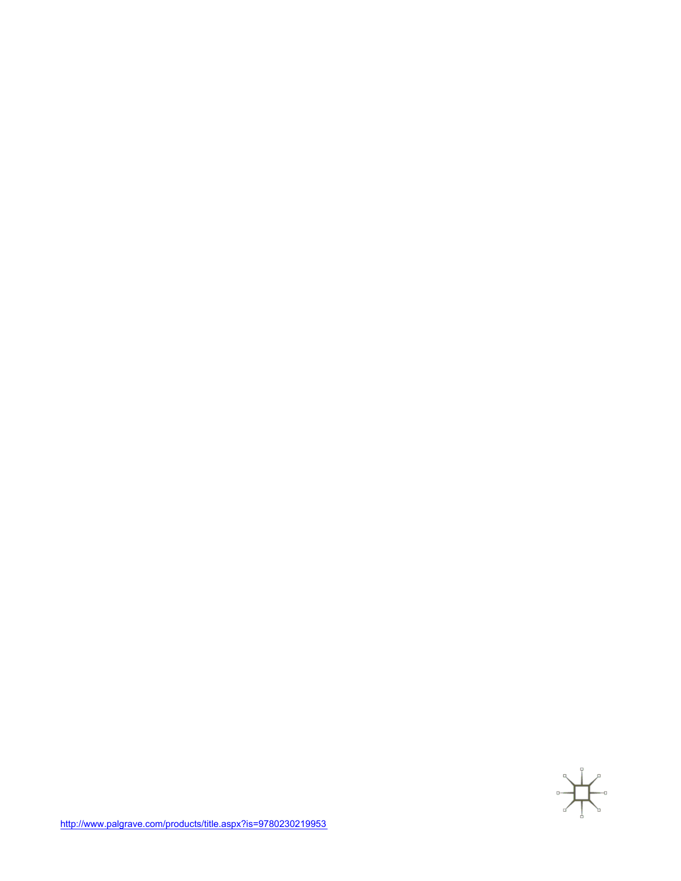http://www.palgrave.com/products/title.aspx?is=9780230219953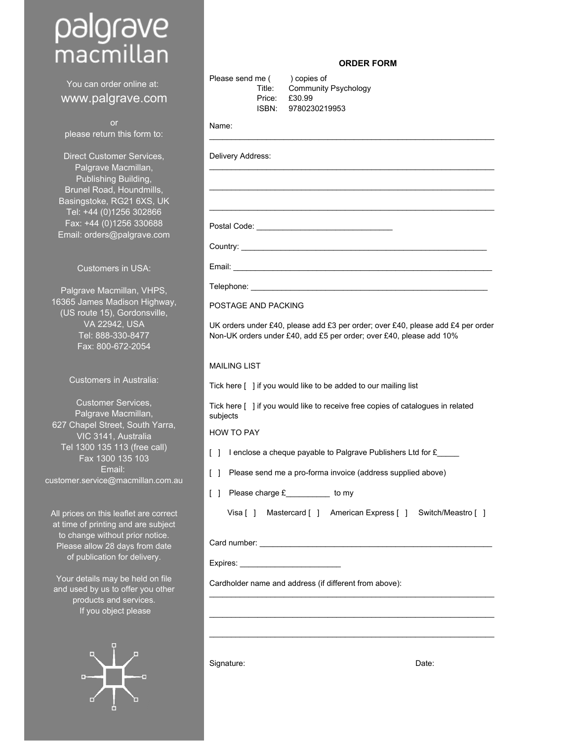palgrave macmillan

You can order online at:
www.palgrave.com

or
please return this form to:

Direct Customer Services,
Palgrave Macmillan,
Publishing Building,
Brunel Road, Houndmills,
Basingstoke, RG21 6XS, UK
Tel: +44 (0)1256 302866
Fax: +44 (0)1256 330688
Email: orders@palgrave.com

Customers in USA:

Palgrave Macmillan, VHPS,
16365 James Madison Highway,
(US route 15), Gordonsville,
VA 22942, USA
Tel: 888-330-8477
Fax: 800-672-2054

Customers in Australia:

Customer Services,
Palgrave Macmillan,
627 Chapel Street, South Yarra,
VIC 3141, Australia
Tel 1300 135 113 (free call)
Fax 1300 135 103
Email:
customer.service@macmillan.com.au

All prices on this leaflet are correct at time of printing and are subject to change without prior notice. Please allow 28 days from date of publication for delivery.

Your details may be held on file and used by us to offer you other products and services. If you object please

## ORDER FORM

Please send me (    ) copies of
Title: Community Psychology
Price: £30.99
ISBN: 9780230219953

Name: ________________________________________________

Delivery Address: ________________________________________________

________________________________________________

________________________________________________

Postal Code: ______________________________

Country: ________________________________________________

Email: ________________________________________________

Telephone: ________________________________________________

POSTAGE AND PACKING

UK orders under £40, please add £3 per order; over £40, please add £4 per order
Non-UK orders under £40, add £5 per order; over £40, please add 10%

MAILING LIST

Tick here [ ] if you would like to be added to our mailing list

Tick here [ ] if you would like to receive free copies of catalogues in related subjects

HOW TO PAY

[ ] I enclose a cheque payable to Palgrave Publishers Ltd for £_____

[ ] Please send me a pro-forma invoice (address supplied above)

[ ] Please charge £__________ to my

Visa [ ] Mastercard [ ] American Express [ ] Switch/Meastro [ ]

Card number: ________________________________________________

Expires: ________________________

Cardholder name and address (if different from above):

________________________________________________

________________________________________________

________________________________________________

Signature: Date: